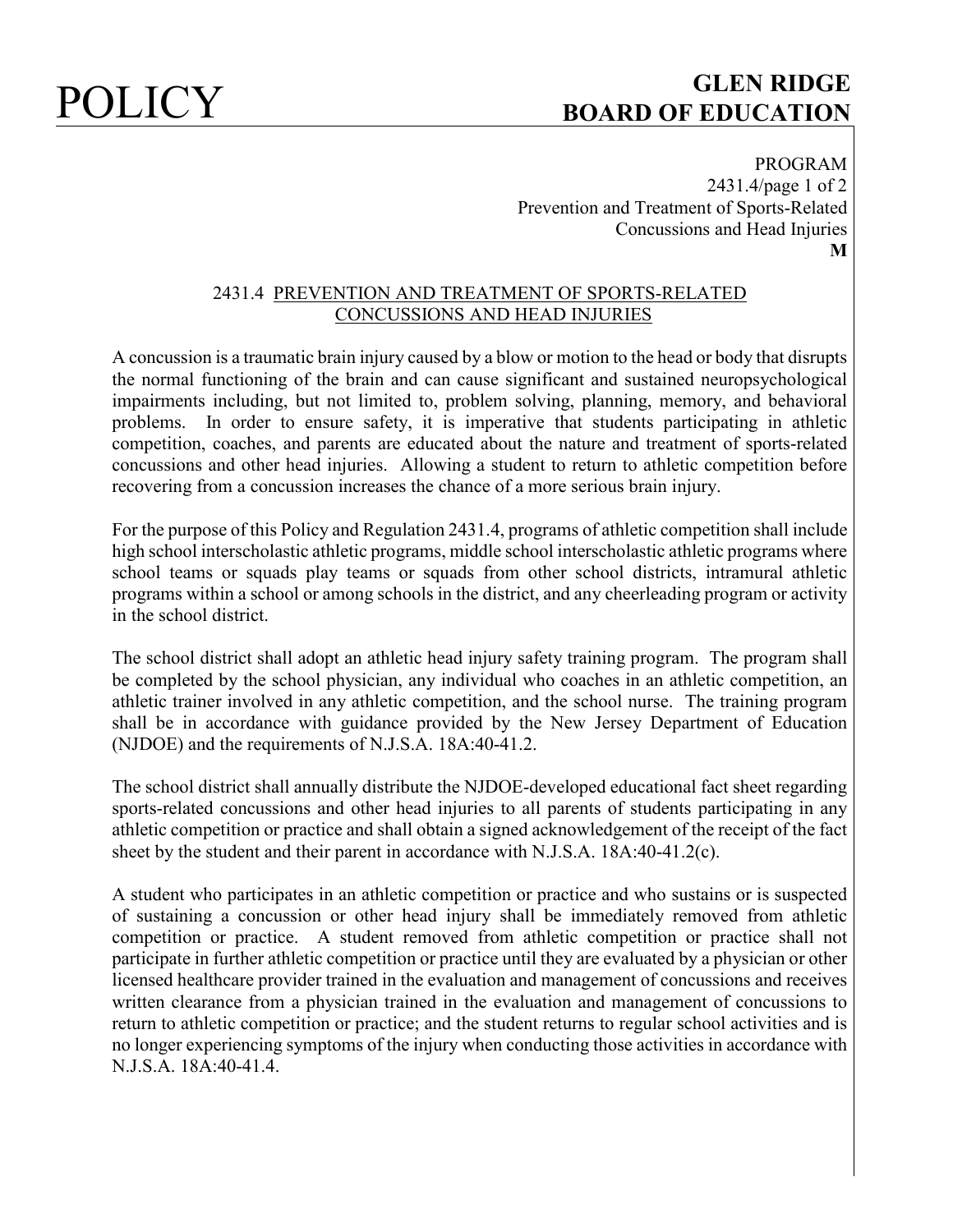# 2431.4 PREVENTION AND TREATMENT OF SPORTS-RELATED CONCUSSIONS AND HEAD INJURIES

A concussion is a traumatic brain injury caused by a blow or motion to the head or body that disrupts the normal functioning of the brain and can cause significant and sustained neuropsychological impairments including, but not limited to, problem solving, planning, memory, and behavioral problems. In order to ensure safety, it is imperative that students participating in athletic competition, coaches, and parents are educated about the nature and treatment of sports-related concussions and other head injuries. Allowing a student to return to athletic competition before recovering from a concussion increases the chance of a more serious brain injury.

For the purpose of this Policy and Regulation 2431.4, programs of athletic competition shall include high school interscholastic athletic programs, middle school interscholastic athletic programs where school teams or squads play teams or squads from other school districts, intramural athletic programs within a school or among schools in the district, and any cheerleading program or activity in the school district.

The school district shall adopt an athletic head injury safety training program. The program shall be completed by the school physician, any individual who coaches in an athletic competition, an athletic trainer involved in any athletic competition, and the school nurse. The training program shall be in accordance with guidance provided by the New Jersey Department of Education (NJDOE) and the requirements of N.J.S.A. 18A:40-41.2.

The school district shall annually distribute the NJDOE-developed educational fact sheet regarding sports-related concussions and other head injuries to all parents of students participating in any athletic competition or practice and shall obtain a signed acknowledgement of the receipt of the fact sheet by the student and their parent in accordance with N.J.S.A. 18A:40-41.2(c).

A student who participates in an athletic competition or practice and who sustains or is suspected of sustaining a concussion or other head injury shall be immediately removed from athletic competition or practice. A student removed from athletic competition or practice shall not participate in further athletic competition or practice until they are evaluated by a physician or other licensed healthcare provider trained in the evaluation and management of concussions and receives written clearance from a physician trained in the evaluation and management of concussions to return to athletic competition or practice; and the student returns to regular school activities and is no longer experiencing symptoms of the injury when conducting those activities in accordance with N.J.S.A. 18A:40-41.4.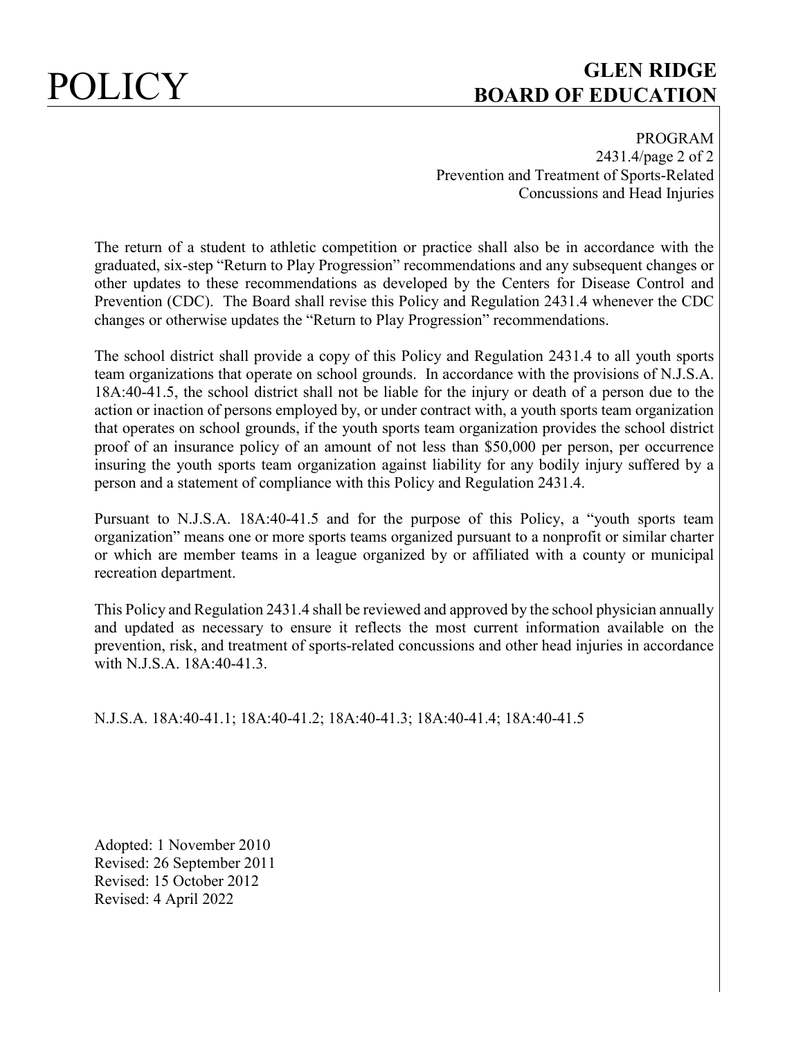The return of a student to athletic competition or practice shall also be in accordance with the graduated, six-step "Return to Play Progression" recommendations and any subsequent changes or other updates to these recommendations as developed by the Centers for Disease Control and Prevention (CDC). The Board shall revise this Policy and Regulation 2431.4 whenever the CDC changes or otherwise updates the "Return to Play Progression" recommendations.

The school district shall provide a copy of this Policy and Regulation 2431.4 to all youth sports team organizations that operate on school grounds. In accordance with the provisions of N.J.S.A. 18A:40-41.5, the school district shall not be liable for the injury or death of a person due to the action or inaction of persons employed by, or under contract with, a youth sports team organization that operates on school grounds, if the youth sports team organization provides the school district proof of an insurance policy of an amount of not less than $50,000 per person, per occurrence insuring the youth sports team organization against liability for any bodily injury suffered by a person and a statement of compliance with this Policy and Regulation 2431.4.

Pursuant to N.J.S.A. 18A:40-41.5 and for the purpose of this Policy, a "youth sports team organization" means one or more sports teams organized pursuant to a nonprofit or similar charter or which are member teams in a league organized by or affiliated with a county or municipal recreation department.

This Policy and Regulation 2431.4 shall be reviewed and approved by the school physician annually and updated as necessary to ensure it reflects the most current information available on the prevention, risk, and treatment of sports-related concussions and other head injuries in accordance with N.J.S.A. 18A:40-41.3.

N.J.S.A. 18A:40-41.1; 18A:40-41.2; 18A:40-41.3; 18A:40-41.4; 18A:40-41.5

Adopted: 1 November 2010
Revised: 26 September 2011
Revised: 15 October 2012
Revised: 4 April 2022